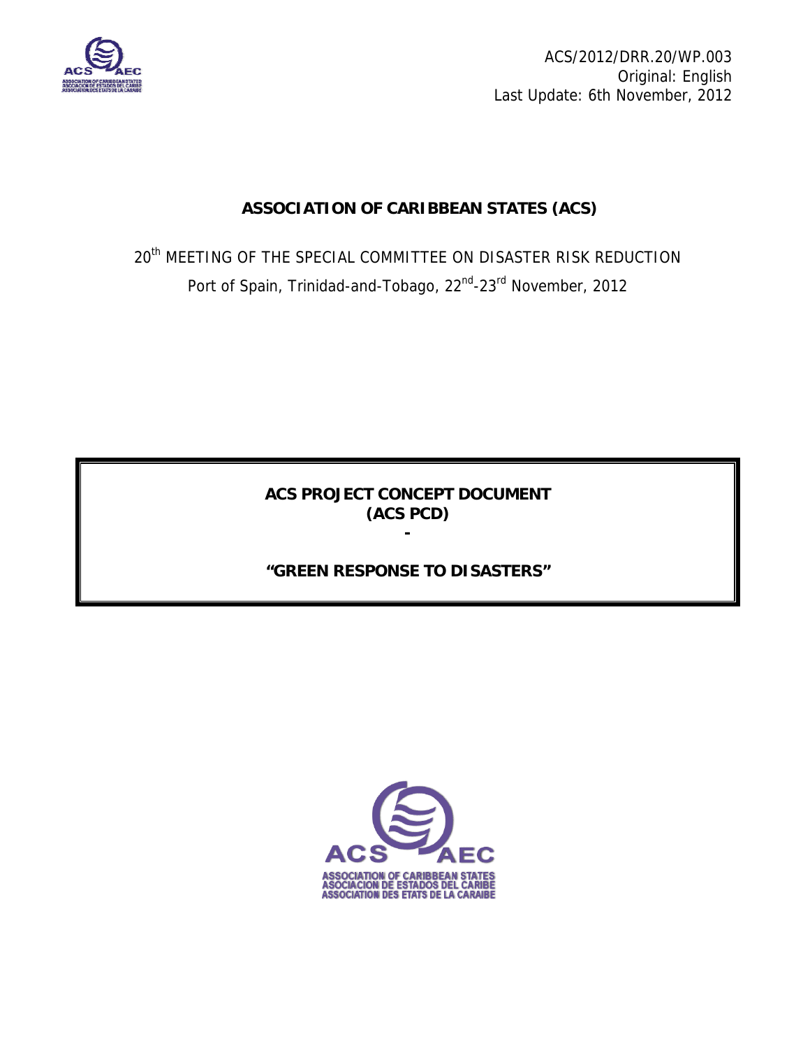ACS/2012/DRR.20/WP.003
Original: English
Last Update: 6th November, 2012

# ASSOCIATION OF CARIBBEAN STATES (ACS)

20th MEETING OF THE SPECIAL COMMITTEE ON DISASTER RISK REDUCTION

Port of Spain, Trinidad-and-Tobago, 22nd-23rd November, 2012

## ACS PROJECT CONCEPT DOCUMENT (ACS PCD)

-

## "GREEN RESPONSE TO DISASTERS"

ACS AEC
ASSOCIATION OF CARIBBEAN STATES
ASOCIACION DE ESTADOS DEL CARIBE
ASSOCIATION DES ETATS DE LA CARAIBE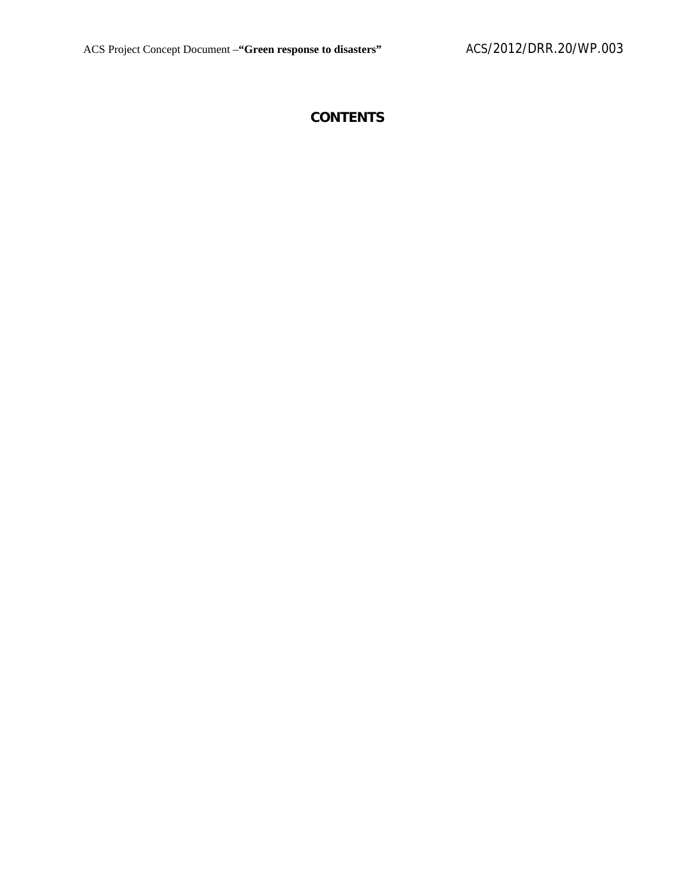## CONTENTS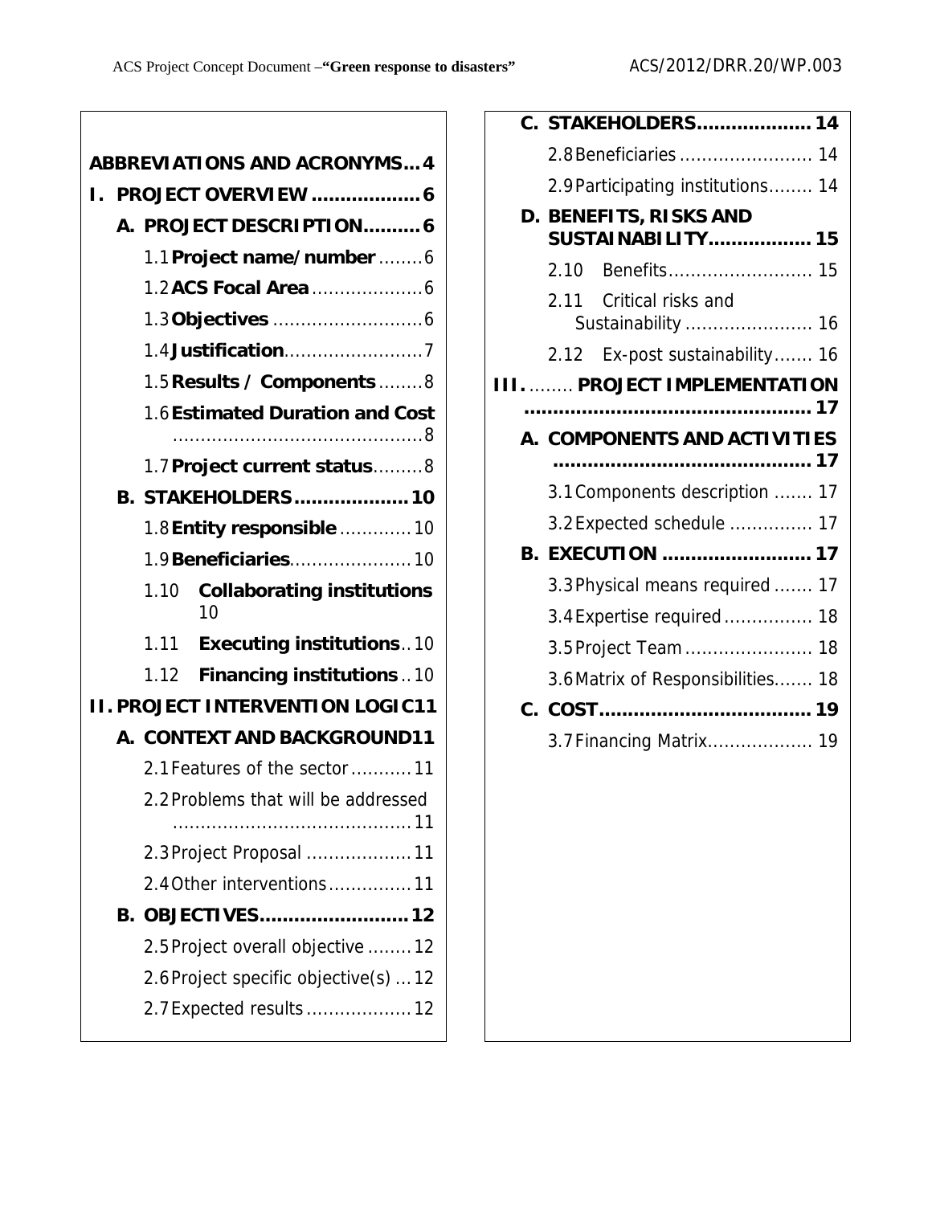**ABBREVIATIONS AND ACRONYMS...4**

**I. PROJECT OVERVIEW ...................6**

**A. PROJECT DESCRIPTION..........6**

1.1 **Project name/number** ........6

1.2 **ACS Focal Area** ....................6

1.3 **Objectives** ...........................6

1.4 **Justification**.........................7

1.5 **Results / Components** ........8

1.6 **Estimated Duration and Cost** .............................................8

1.7 **Project current status**.........8

**B. STAKEHOLDERS....................10**

1.8 **Entity responsible** .............10

1.9 **Beneficiaries**......................10

1.10 **Collaborating institutions** 10

1.11 **Executing institutions**..10

1.12 **Financing institutions** ..10

**II. PROJECT INTERVENTION LOGIC11**

**A. CONTEXT AND BACKGROUND11**

2.1 Features of the sector...........11

2.2 Problems that will be addressed ..........................................11

2.3 Project Proposal ...................11

2.4 Other interventions...............11

**B. OBJECTIVES..........................12**

2.5 Project overall objective ........12

2.6 Project specific objective(s) ...12

2.7 Expected results ...................12

**C. STAKEHOLDERS.................... 14**

2.8 Beneficiaries ........................ 14

2.9 Participating institutions........ 14

**D. BENEFITS, RISKS AND SUSTAINABILITY................. 15**

2.10 Benefits.......................... 15

2.11 Critical risks and Sustainability ....................... 16

2.12 Ex-post sustainability....... 16

**III. ........ PROJECT IMPLEMENTATION ................................................ 17**

**A. COMPONENTS AND ACTIVITIES ............................................ 17**

3.1 Components description ....... 17

3.2 Expected schedule ............... 17

**B. EXECUTION .......................... 17**

3.3 Physical means required ....... 17

3.4 Expertise required................ 18

3.5 Project Team....................... 18

3.6 Matrix of Responsibilities....... 18

**C. COST.................................... 19**

3.7 Financing Matrix................... 19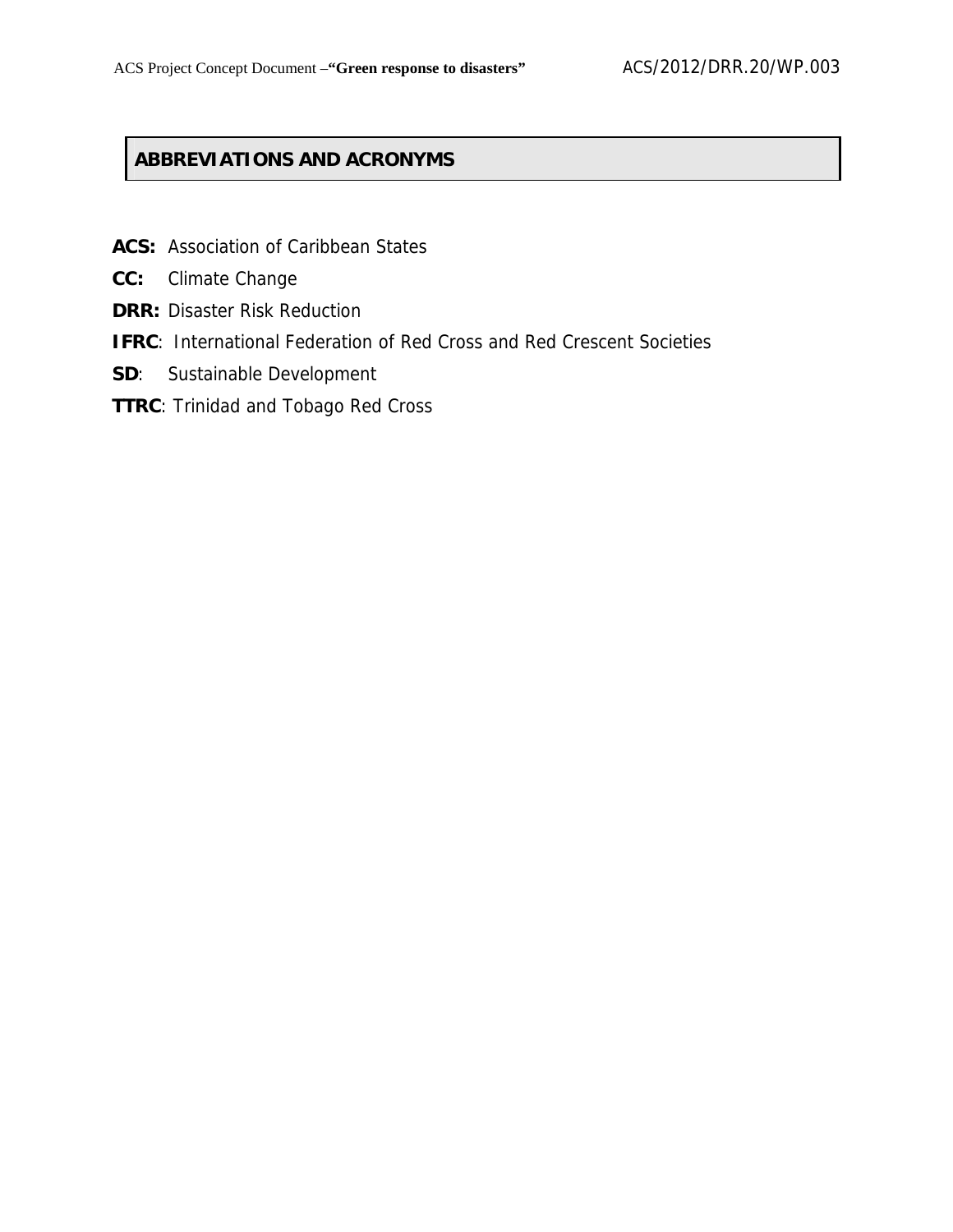## ABBREVIATIONS AND ACRONYMS

**ACS:** Association of Caribbean States

**CC:** Climate Change

**DRR:** Disaster Risk Reduction

**IFRC**: International Federation of Red Cross and Red Crescent Societies

**SD**: Sustainable Development

**TTRC**: Trinidad and Tobago Red Cross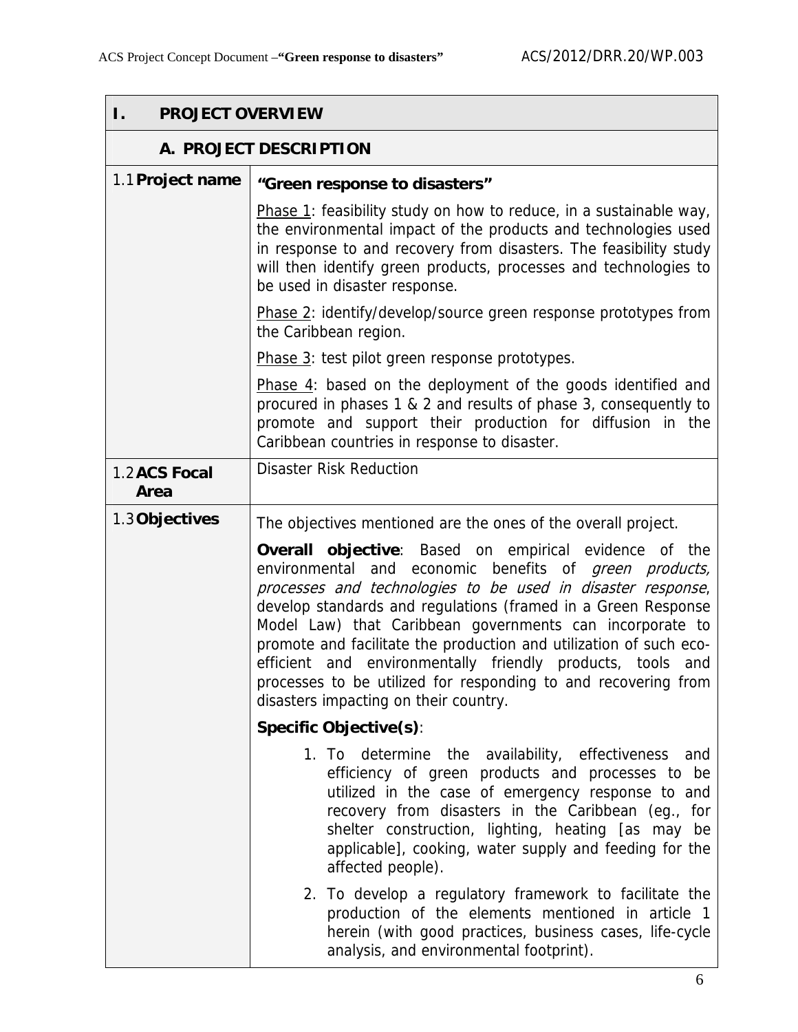| I. PROJECT OVERVIEW | |
|---|---|
| **A. PROJECT DESCRIPTION** | |
| 1.1 **Project name** | **"Green response to disasters"**<br><br><u>Phase 1</u>: feasibility study on how to reduce, in a sustainable way, the environmental impact of the products and technologies used in response to and recovery from disasters. The feasibility study will then identify green products, processes and technologies to be used in disaster response.<br><br><u>Phase 2</u>: identify/develop/source green response prototypes from the Caribbean region.<br><br><u>Phase 3</u>: test pilot green response prototypes.<br><br><u>Phase 4</u>: based on the deployment of the goods identified and procured in phases 1 & 2 and results of phase 3, consequently to promote and support their production for diffusion in the Caribbean countries in response to disaster. |
| 1.2 **ACS Focal Area** | Disaster Risk Reduction |
| 1.3 **Objectives** | The objectives mentioned are the ones of the overall project.<br><br>**Overall objective**: Based on empirical evidence of the environmental and economic benefits of *green products, processes and technologies to be used in disaster response*, develop standards and regulations (framed in a Green Response Model Law) that Caribbean governments can incorporate to promote and facilitate the production and utilization of such eco-efficient and environmentally friendly products, tools and processes to be utilized for responding to and recovering from disasters impacting on their country.<br><br>**Specific Objective(s)**:<br><br>1. To determine the availability, effectiveness and efficiency of green products and processes to be utilized in the case of emergency response to and recovery from disasters in the Caribbean (eg., for shelter construction, lighting, heating [as may be applicable], cooking, water supply and feeding for the affected people).<br><br>2. To develop a regulatory framework to facilitate the production of the elements mentioned in article 1 herein (with good practices, business cases, life-cycle analysis, and environmental footprint). |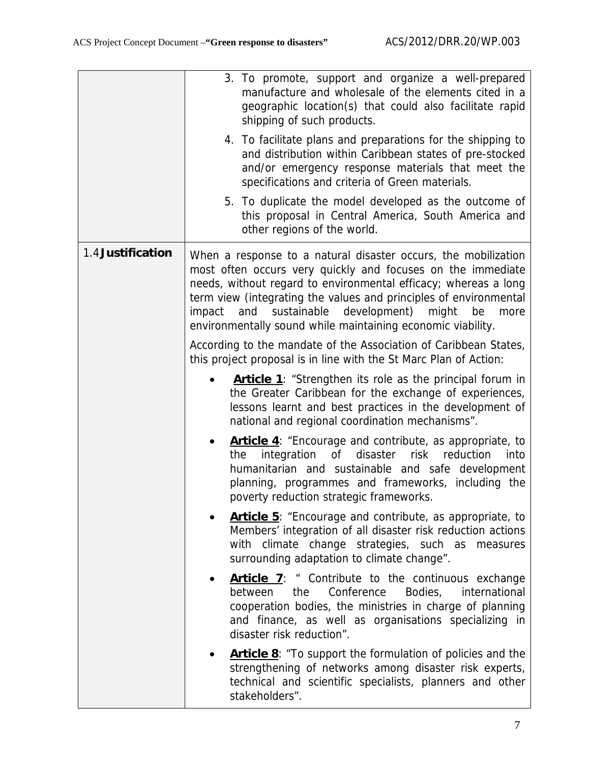| | |
|---|---|
| | 3. To promote, support and organize a well-prepared manufacture and wholesale of the elements cited in a geographic location(s) that could also facilitate rapid shipping of such products.<br><br>4. To facilitate plans and preparations for the shipping to and distribution within Caribbean states of pre-stocked and/or emergency response materials that meet the specifications and criteria of Green materials.<br><br>5. To duplicate the model developed as the outcome of this proposal in Central America, South America and other regions of the world. |
| 1.4 **Justification** | When a response to a natural disaster occurs, the mobilization most often occurs very quickly and focuses on the immediate needs, without regard to environmental efficacy; whereas a long term view (integrating the values and principles of environmental impact and sustainable development) might be more environmentally sound while maintaining economic viability.<br><br>According to the mandate of the Association of Caribbean States, this project proposal is in line with the St Marc Plan of Action:<br><br>• **Article 1**: "Strengthen its role as the principal forum in the Greater Caribbean for the exchange of experiences, lessons learnt and best practices in the development of national and regional coordination mechanisms".<br><br>• **Article 4**: "Encourage and contribute, as appropriate, to the integration of disaster risk reduction into humanitarian and sustainable and safe development planning, programmes and frameworks, including the poverty reduction strategic frameworks.<br><br>• **Article 5**: "Encourage and contribute, as appropriate, to Members' integration of all disaster risk reduction actions with climate change strategies, such as measures surrounding adaptation to climate change".<br><br>• **Article 7**: " Contribute to the continuous exchange between the Conference Bodies, international cooperation bodies, the ministries in charge of planning and finance, as well as organisations specializing in disaster risk reduction".<br><br>• **Article 8**: "To support the formulation of policies and the strengthening of networks among disaster risk experts, technical and scientific specialists, planners and other stakeholders". |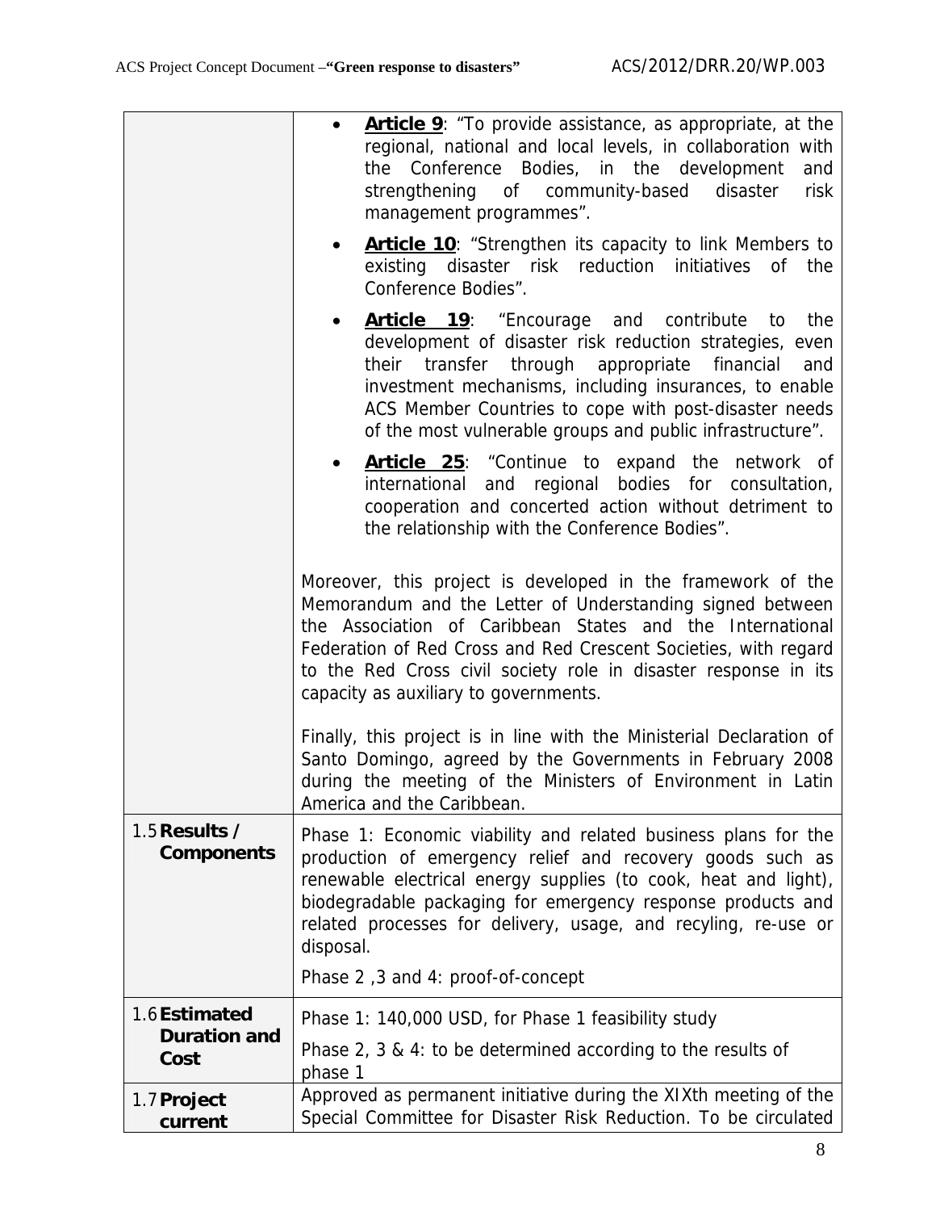| | |
|---|---|
| | • **Article 9**: "To provide assistance, as appropriate, at the regional, national and local levels, in collaboration with the Conference Bodies, in the development and strengthening of community-based disaster risk management programmes".<br>• **Article 10**: "Strengthen its capacity to link Members to existing disaster risk reduction initiatives of the Conference Bodies".<br>• **Article 19**: "Encourage and contribute to the development of disaster risk reduction strategies, even their transfer through appropriate financial and investment mechanisms, including insurances, to enable ACS Member Countries to cope with post-disaster needs of the most vulnerable groups and public infrastructure".<br>• **Article 25**: "Continue to expand the network of international and regional bodies for consultation, cooperation and concerted action without detriment to the relationship with the Conference Bodies".<br><br>Moreover, this project is developed in the framework of the Memorandum and the Letter of Understanding signed between the Association of Caribbean States and the International Federation of Red Cross and Red Crescent Societies, with regard to the Red Cross civil society role in disaster response in its capacity as auxiliary to governments.<br><br>Finally, this project is in line with the Ministerial Declaration of Santo Domingo, agreed by the Governments in February 2008 during the meeting of the Ministers of Environment in Latin America and the Caribbean. |
| 1.5 **Results / Components** | Phase 1: Economic viability and related business plans for the production of emergency relief and recovery goods such as renewable electrical energy supplies (to cook, heat and light), biodegradable packaging for emergency response products and related processes for delivery, usage, and recyling, re-use or disposal.<br><br>Phase 2 ,3 and 4: proof-of-concept |
| 1.6 **Estimated Duration and Cost** | Phase 1: 140,000 USD, for Phase 1 feasibility study<br><br>Phase 2, 3 & 4: to be determined according to the results of phase 1 |
| 1.7 **Project current** | Approved as permanent initiative during the XIXth meeting of the Special Committee for Disaster Risk Reduction. To be circulated |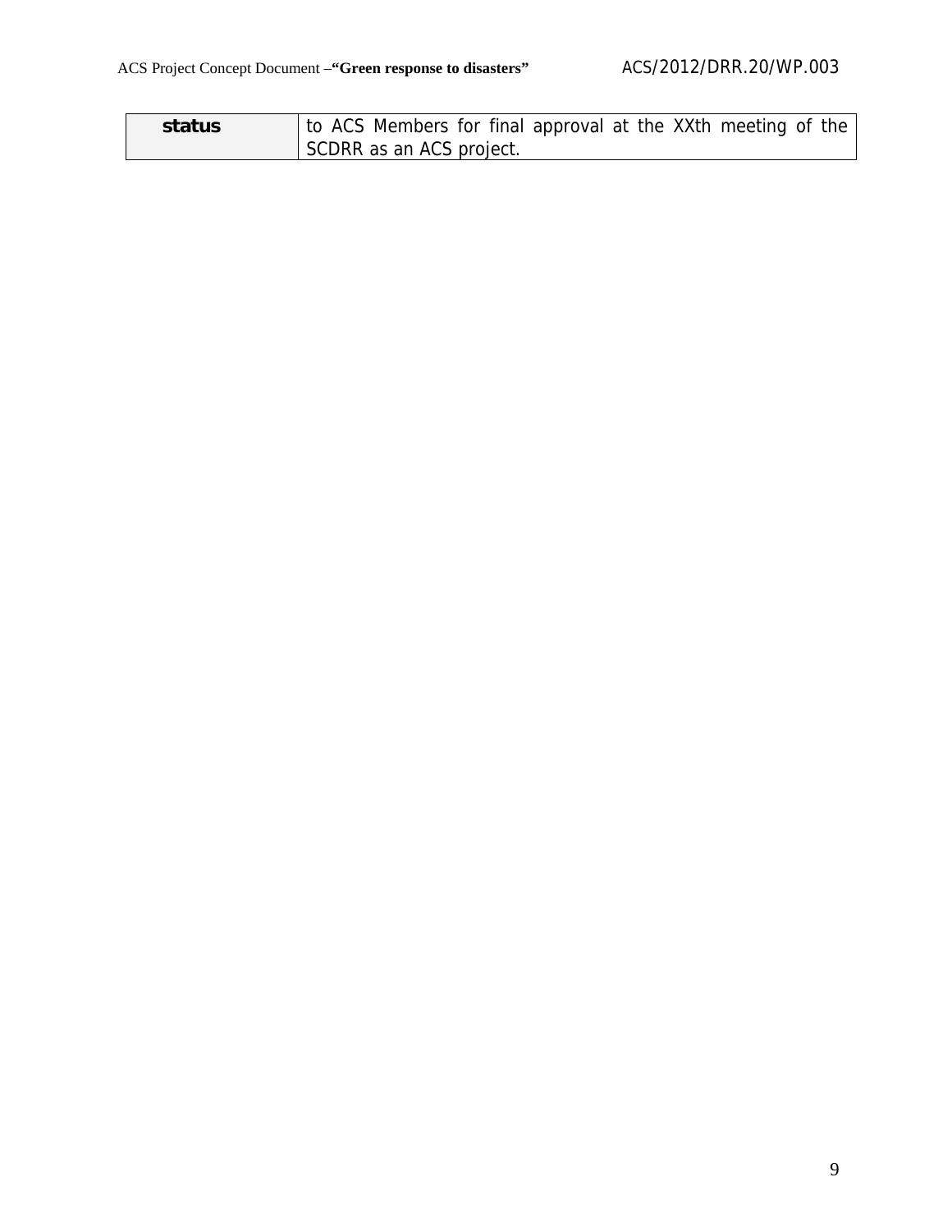| **status** | to ACS Members for final approval at the XXth meeting of the SCDRR as an ACS project. |
|---|---|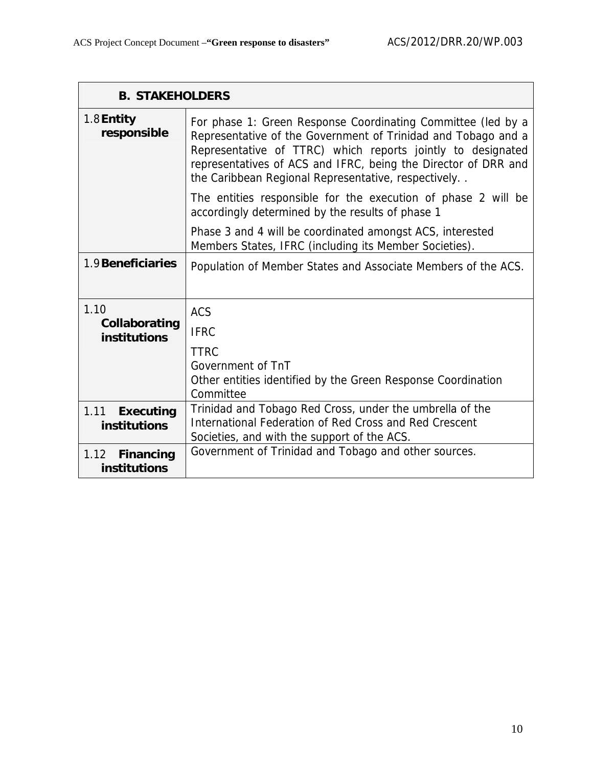| **B. STAKEHOLDERS** | |
|---|---|
| 1.8 **Entity responsible** | For phase 1: Green Response Coordinating Committee (led by a Representative of the Government of Trinidad and Tobago and a Representative of TTRC) which reports jointly to designated representatives of ACS and IFRC, being the Director of DRR and the Caribbean Regional Representative, respectively. .<br><br>The entities responsible for the execution of phase 2 will be accordingly determined by the results of phase 1<br><br>Phase 3 and 4 will be coordinated amongst ACS, interested Members States, IFRC (including its Member Societies). |
| 1.9 **Beneficiaries** | Population of Member States and Associate Members of the ACS. |
| 1.10 **Collaborating institutions** | ACS<br><br>IFRC<br><br>TTRC<br>Government of TnT<br>Other entities identified by the Green Response Coordination Committee |
| 1.11 **Executing institutions** | Trinidad and Tobago Red Cross, under the umbrella of the International Federation of Red Cross and Red Crescent Societies, and with the support of the ACS. |
| 1.12 **Financing institutions** | Government of Trinidad and Tobago and other sources. |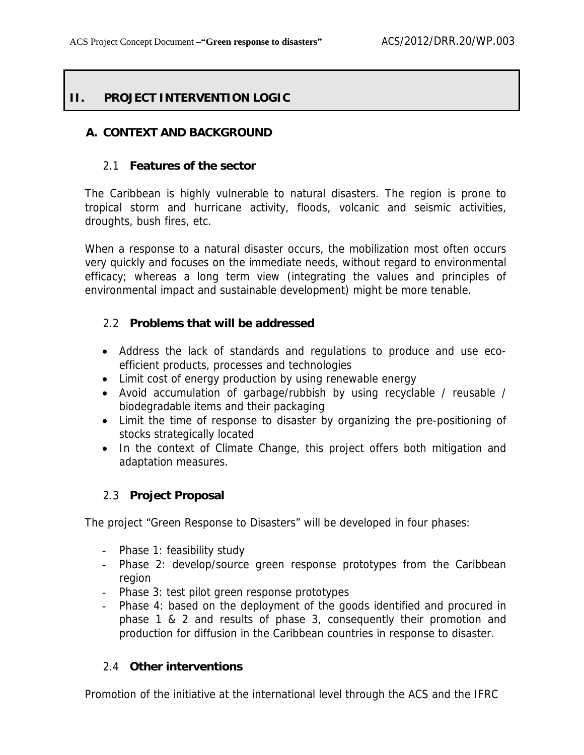## II. PROJECT INTERVENTION LOGIC

### A. CONTEXT AND BACKGROUND

#### 2.1 Features of the sector

The Caribbean is highly vulnerable to natural disasters. The region is prone to tropical storm and hurricane activity, floods, volcanic and seismic activities, droughts, bush fires, etc.

When a response to a natural disaster occurs, the mobilization most often occurs very quickly and focuses on the immediate needs, without regard to environmental efficacy; whereas a long term view (integrating the values and principles of environmental impact and sustainable development) might be more tenable.

#### 2.2 Problems that will be addressed

- Address the lack of standards and regulations to produce and use eco-efficient products, processes and technologies
- Limit cost of energy production by using renewable energy
- Avoid accumulation of garbage/rubbish by using recyclable / reusable / biodegradable items and their packaging
- Limit the time of response to disaster by organizing the pre-positioning of stocks strategically located
- In the context of Climate Change, this project offers both mitigation and adaptation measures.

#### 2.3 Project Proposal

The project "Green Response to Disasters" will be developed in four phases:

- Phase 1: feasibility study
- Phase 2: develop/source green response prototypes from the Caribbean region
- Phase 3: test pilot green response prototypes
- Phase 4: based on the deployment of the goods identified and procured in phase 1 & 2 and results of phase 3, consequently their promotion and production for diffusion in the Caribbean countries in response to disaster.

#### 2.4 Other interventions

Promotion of the initiative at the international level through the ACS and the IFRC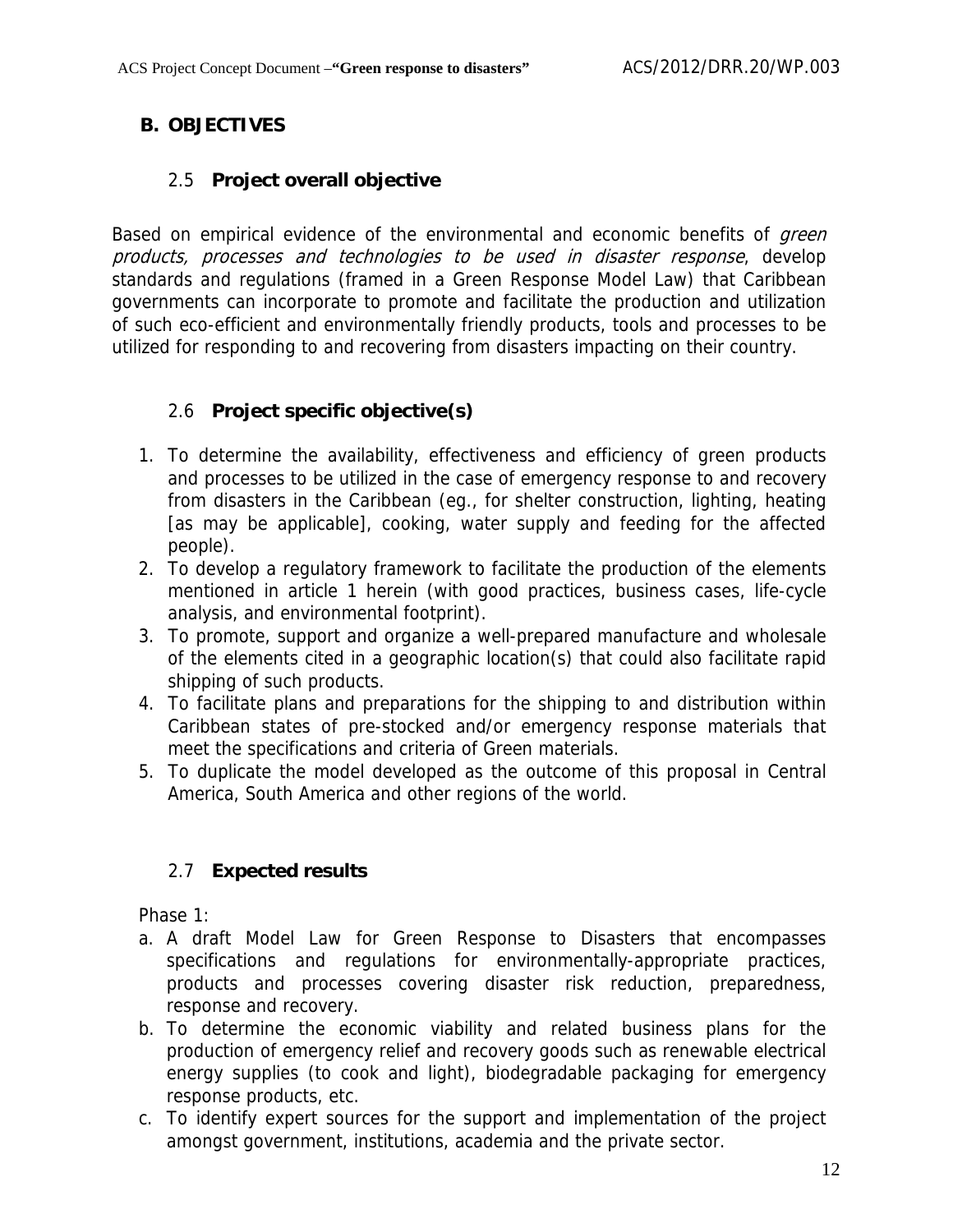## B. OBJECTIVES

### 2.5 Project overall objective

Based on empirical evidence of the environmental and economic benefits of *green products, processes and technologies to be used in disaster response*, develop standards and regulations (framed in a Green Response Model Law) that Caribbean governments can incorporate to promote and facilitate the production and utilization of such eco-efficient and environmentally friendly products, tools and processes to be utilized for responding to and recovering from disasters impacting on their country.

### 2.6 Project specific objective(s)

1. To determine the availability, effectiveness and efficiency of green products and processes to be utilized in the case of emergency response to and recovery from disasters in the Caribbean (eg., for shelter construction, lighting, heating [as may be applicable], cooking, water supply and feeding for the affected people).
2. To develop a regulatory framework to facilitate the production of the elements mentioned in article 1 herein (with good practices, business cases, life-cycle analysis, and environmental footprint).
3. To promote, support and organize a well-prepared manufacture and wholesale of the elements cited in a geographic location(s) that could also facilitate rapid shipping of such products.
4. To facilitate plans and preparations for the shipping to and distribution within Caribbean states of pre-stocked and/or emergency response materials that meet the specifications and criteria of Green materials.
5. To duplicate the model developed as the outcome of this proposal in Central America, South America and other regions of the world.

### 2.7 Expected results

Phase 1:

a. A draft Model Law for Green Response to Disasters that encompasses specifications and regulations for environmentally-appropriate practices, products and processes covering disaster risk reduction, preparedness, response and recovery.
b. To determine the economic viability and related business plans for the production of emergency relief and recovery goods such as renewable electrical energy supplies (to cook and light), biodegradable packaging for emergency response products, etc.
c. To identify expert sources for the support and implementation of the project amongst government, institutions, academia and the private sector.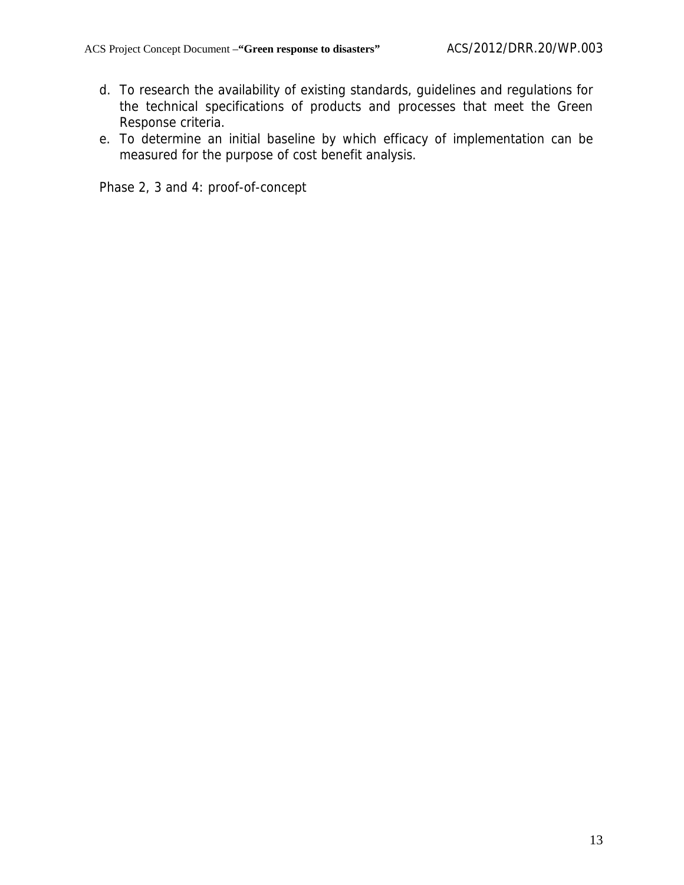d. To research the availability of existing standards, guidelines and regulations for the technical specifications of products and processes that meet the Green Response criteria.
e. To determine an initial baseline by which efficacy of implementation can be measured for the purpose of cost benefit analysis.

Phase 2, 3 and 4: proof-of-concept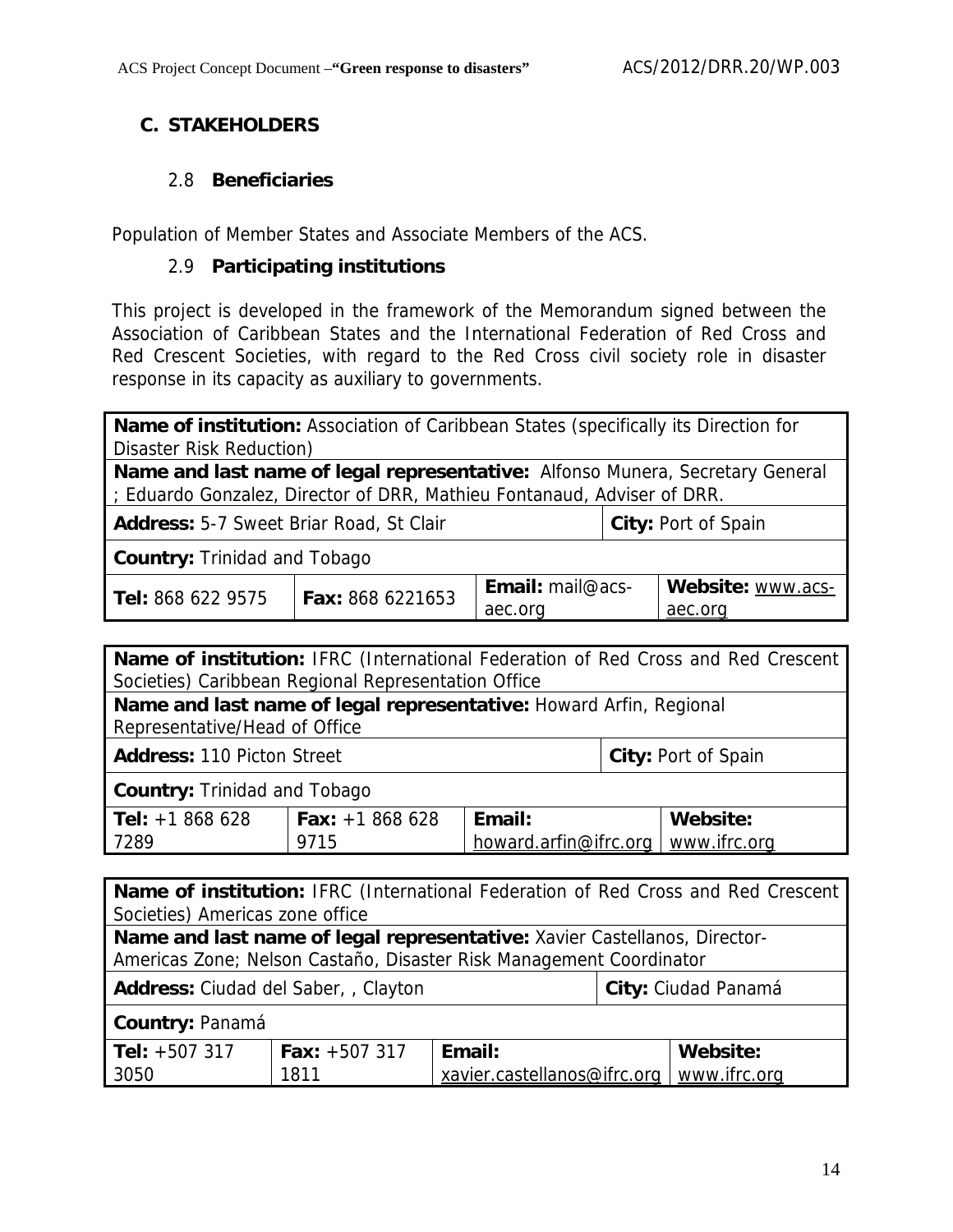## C. STAKEHOLDERS

### 2.8 Beneficiaries

Population of Member States and Associate Members of the ACS.

### 2.9 Participating institutions

This project is developed in the framework of the Memorandum signed between the Association of Caribbean States and the International Federation of Red Cross and Red Crescent Societies, with regard to the Red Cross civil society role in disaster response in its capacity as auxiliary to governments.

| **Name of institution:** Association of Caribbean States (specifically its Direction for Disaster Risk Reduction) | | | |
|---|---|---|---|
| **Name and last name of legal representative:** Alfonso Munera, Secretary General ; Eduardo Gonzalez, Director of DRR, Mathieu Fontanaud, Adviser of DRR. | | | |
| **Address:** 5-7 Sweet Briar Road, St Clair | | | **City:** Port of Spain |
| **Country:** Trinidad and Tobago | | | |
| **Tel:** 868 622 9575 | **Fax:** 868 6221653 | **Email:** mail@acs-aec.org | **Website:** www.acs-aec.org |

| **Name of institution:** IFRC (International Federation of Red Cross and Red Crescent Societies) Caribbean Regional Representation Office | | | |
|---|---|---|---|
| **Name and last name of legal representative:** Howard Arfin, Regional Representative/Head of Office | | | |
| **Address:** 110 Picton Street | | | **City:** Port of Spain |
| **Country:** Trinidad and Tobago | | | |
| **Tel:** +1 868 628 7289 | **Fax:** +1 868 628 9715 | **Email:** howard.arfin@ifrc.org | **Website:** www.ifrc.org |

| **Name of institution:** IFRC (International Federation of Red Cross and Red Crescent Societies) Americas zone office | | | |
|---|---|---|---|
| **Name and last name of legal representative:** Xavier Castellanos, Director-Americas Zone; Nelson Castaño, Disaster Risk Management Coordinator | | | |
| **Address:** Ciudad del Saber, , Clayton | | | **City:** Ciudad Panamá |
| **Country:** Panamá | | | |
| **Tel:** +507 317 3050 | **Fax:** +507 317 1811 | **Email:** xavier.castellanos@ifrc.org | **Website:** www.ifrc.org |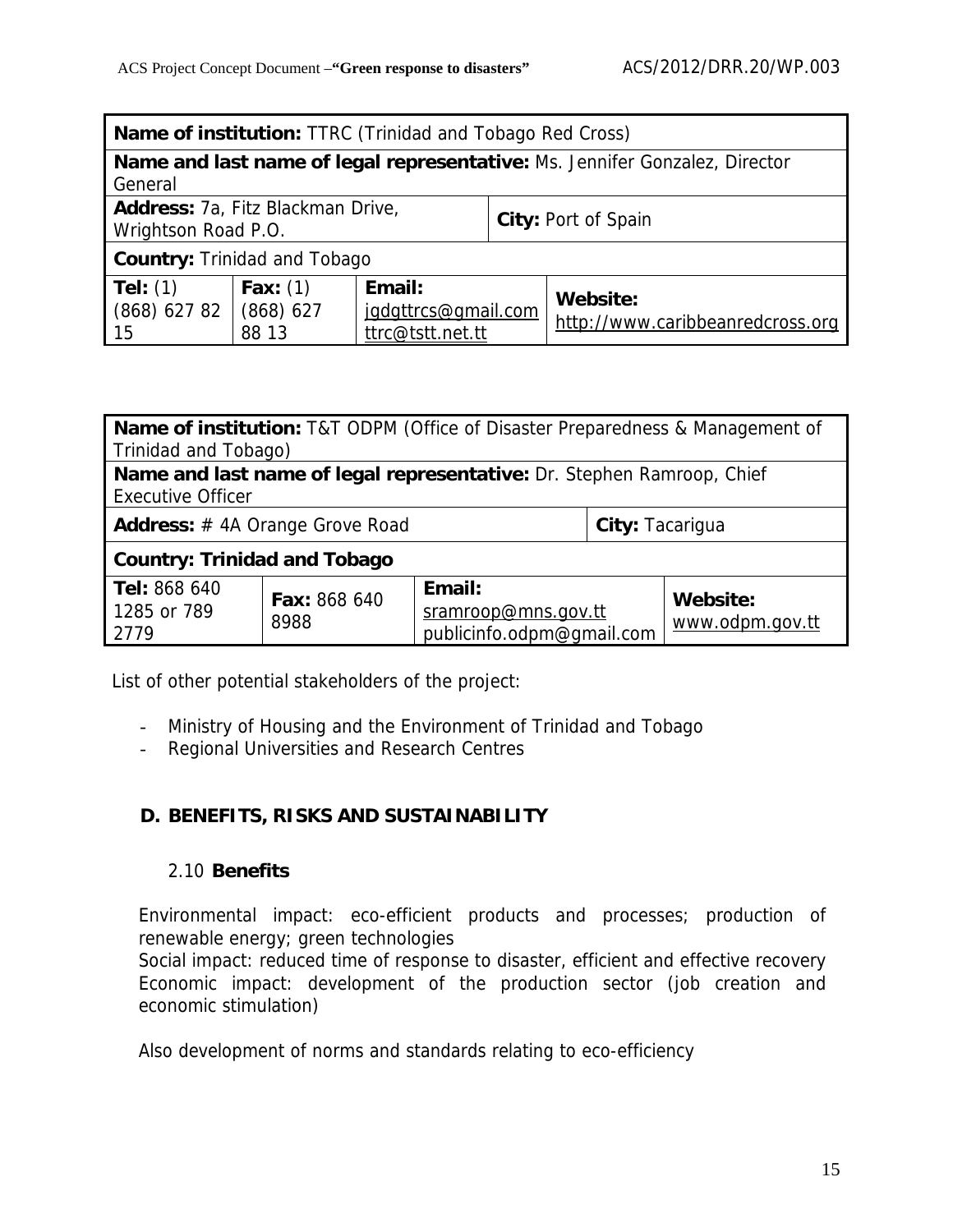| **Name of institution:** TTRC (Trinidad and Tobago Red Cross) | | | |
|---|---|---|---|
| **Name and last name of legal representative:** Ms. Jennifer Gonzalez, Director General | | | |
| **Address:** 7a, Fitz Blackman Drive, Wrightson Road P.O. | | **City:** Port of Spain | |
| **Country:** Trinidad and Tobago | | | |
| **Tel:** (1) (868) 627 82 15 | **Fax:** (1) (868) 627 88 13 | **Email:** jgdgttrcs@gmail.com ttrc@tstt.net.tt | **Website:** http://www.caribbeanredcross.org |

| **Name of institution:** T&T ODPM (Office of Disaster Preparedness & Management of Trinidad and Tobago) | | | |
|---|---|---|---|
| **Name and last name of legal representative:** Dr. Stephen Ramroop, Chief Executive Officer | | | |
| **Address:** # 4A Orange Grove Road | | | **City:** Tacarigua |
| **Country: Trinidad and Tobago** | | | |
| **Tel:** 868 640 1285 or 789 2779 | **Fax:** 868 640 8988 | **Email:** sramroop@mns.gov.tt publicinfo.odpm@gmail.com | **Website:** www.odpm.gov.tt |

List of other potential stakeholders of the project:

- Ministry of Housing and the Environment of Trinidad and Tobago
- Regional Universities and Research Centres

## D. BENEFITS, RISKS AND SUSTAINABILITY

### 2.10 Benefits

Environmental impact: eco-efficient products and processes; production of renewable energy; green technologies
Social impact: reduced time of response to disaster, efficient and effective recovery
Economic impact: development of the production sector (job creation and economic stimulation)

Also development of norms and standards relating to eco-efficiency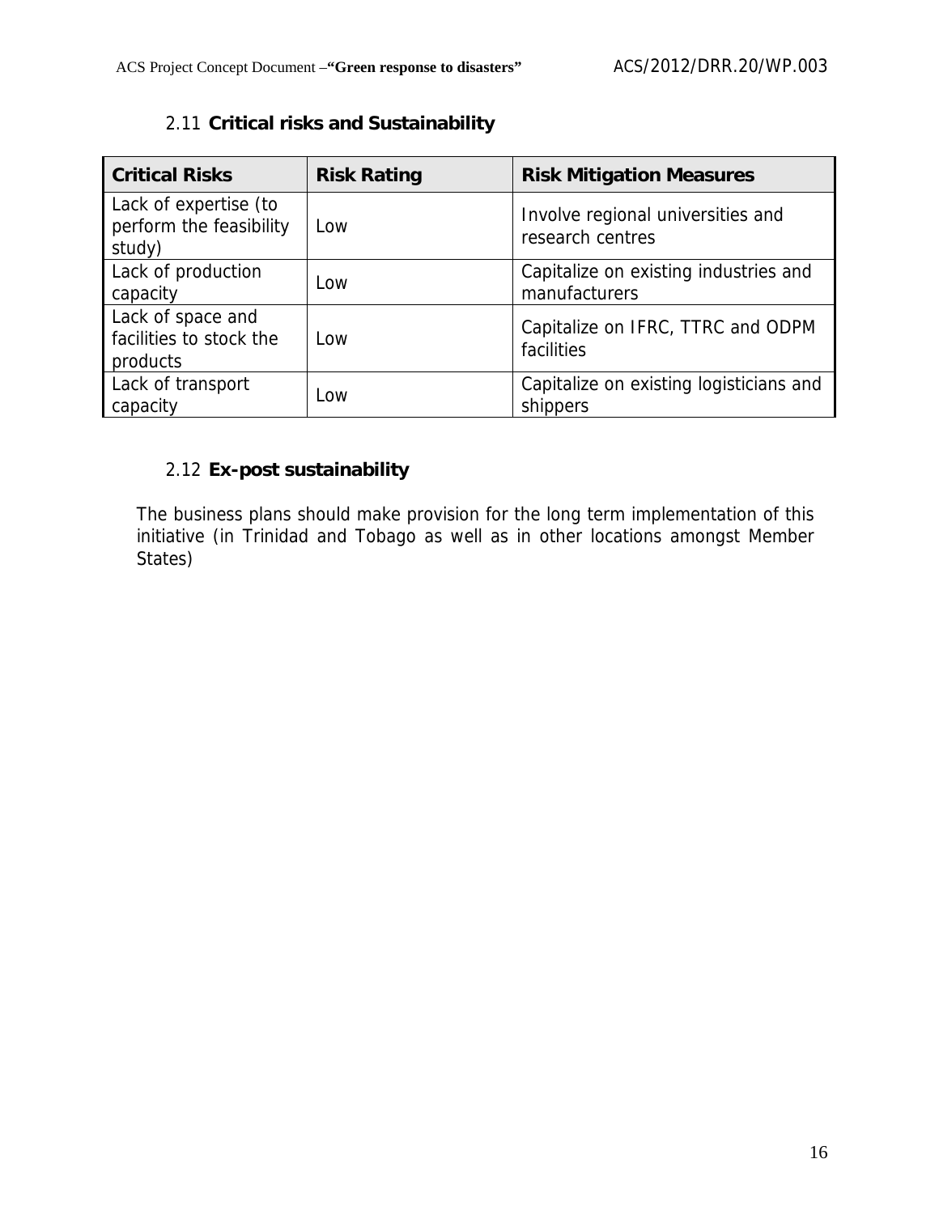### 2.11 **Critical risks and Sustainability**

| Critical Risks | Risk Rating | Risk Mitigation Measures |
|---|---|---|
| Lack of expertise (to perform the feasibility study) | Low | Involve regional universities and research centres |
| Lack of production capacity | Low | Capitalize on existing industries and manufacturers |
| Lack of space and facilities to stock the products | Low | Capitalize on IFRC, TTRC and ODPM facilities |
| Lack of transport capacity | Low | Capitalize on existing logisticians and shippers |

### 2.12 **Ex-post sustainability**

The business plans should make provision for the long term implementation of this initiative (in Trinidad and Tobago as well as in other locations amongst Member States)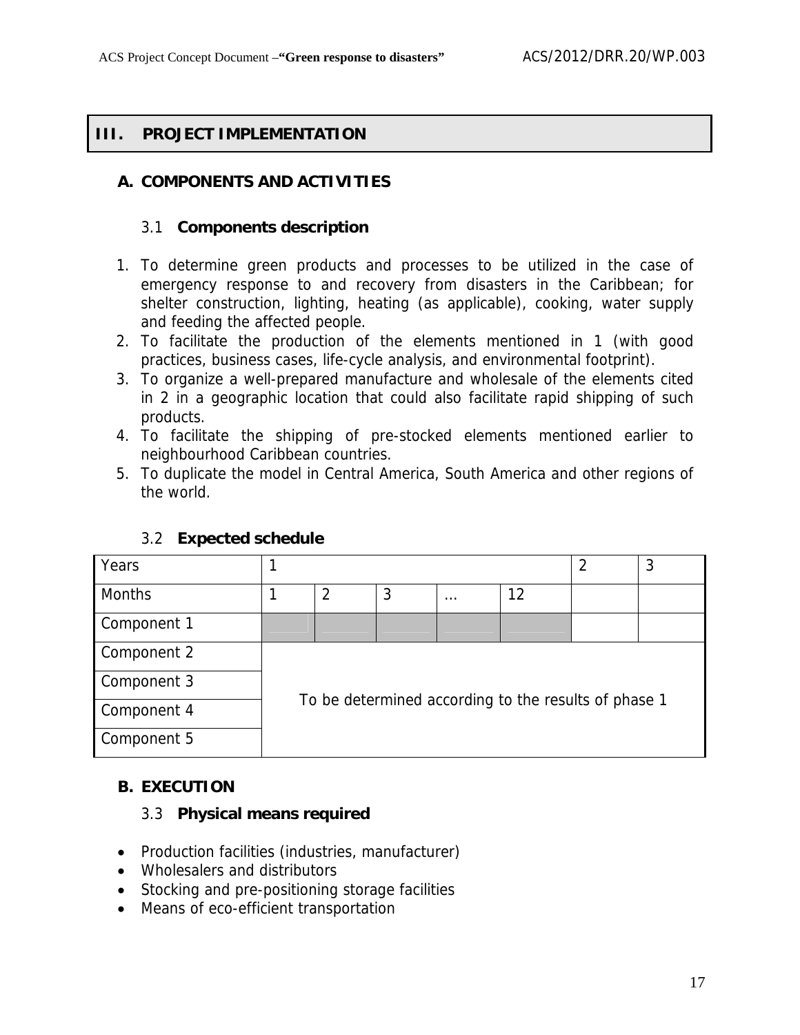## III. PROJECT IMPLEMENTATION

### A. COMPONENTS AND ACTIVITIES

#### 3.1 Components description

1. To determine green products and processes to be utilized in the case of emergency response to and recovery from disasters in the Caribbean; for shelter construction, lighting, heating (as applicable), cooking, water supply and feeding the affected people.
2. To facilitate the production of the elements mentioned in 1 (with good practices, business cases, life-cycle analysis, and environmental footprint).
3. To organize a well-prepared manufacture and wholesale of the elements cited in 2 in a geographic location that could also facilitate rapid shipping of such products.
4. To facilitate the shipping of pre-stocked elements mentioned earlier to neighbourhood Caribbean countries.
5. To duplicate the model in Central America, South America and other regions of the world.

#### 3.2 Expected schedule

| Years | 1 | | | | | 2 | 3 |
|---|---|---|---|---|---|---|---|
| Months | 1 | 2 | 3 | … | 12 | | |
| Component 1 | | | | | | | |
| Component 2 | To be determined according to the results of phase 1 | | | | | | |
| Component 3 | | | | | | | |
| Component 4 | | | | | | | |
| Component 5 | | | | | | | |

### B. EXECUTION

#### 3.3 Physical means required

- Production facilities (industries, manufacturer)
- Wholesalers and distributors
- Stocking and pre-positioning storage facilities
- Means of eco-efficient transportation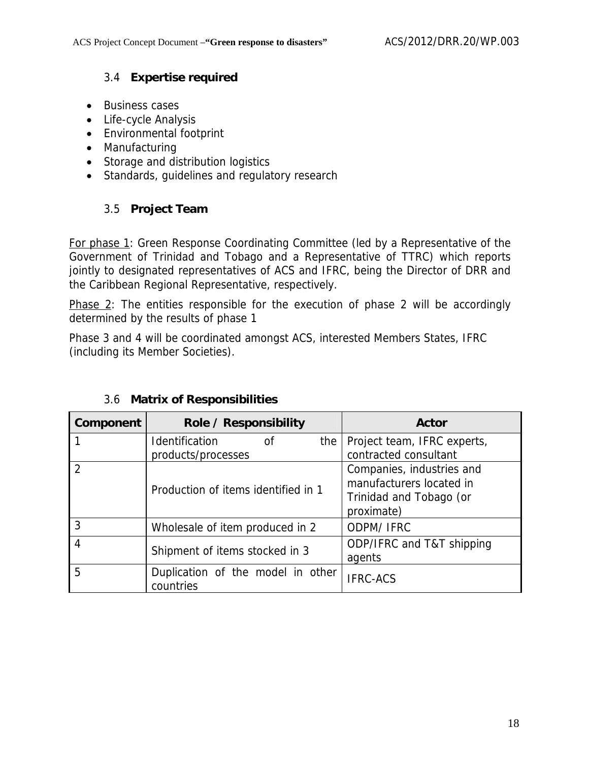### 3.4 **Expertise required**

- Business cases
- Life-cycle Analysis
- Environmental footprint
- Manufacturing
- Storage and distribution logistics
- Standards, guidelines and regulatory research

### 3.5 **Project Team**

For phase 1: Green Response Coordinating Committee (led by a Representative of the Government of Trinidad and Tobago and a Representative of TTRC) which reports jointly to designated representatives of ACS and IFRC, being the Director of DRR and the Caribbean Regional Representative, respectively.

Phase 2: The entities responsible for the execution of phase 2 will be accordingly determined by the results of phase 1

Phase 3 and 4 will be coordinated amongst ACS, interested Members States, IFRC (including its Member Societies).

### 3.6 **Matrix of Responsibilities**

| Component | Role / Responsibility | Actor |
|---|---|---|
| 1 | Identification of the products/processes | Project team, IFRC experts, contracted consultant |
| 2 | Production of items identified in 1 | Companies, industries and manufacturers located in Trinidad and Tobago (or proximate) |
| 3 | Wholesale of item produced in 2 | ODPM/ IFRC |
| 4 | Shipment of items stocked in 3 | ODP/IFRC and T&T shipping agents |
| 5 | Duplication of the model in other countries | IFRC-ACS |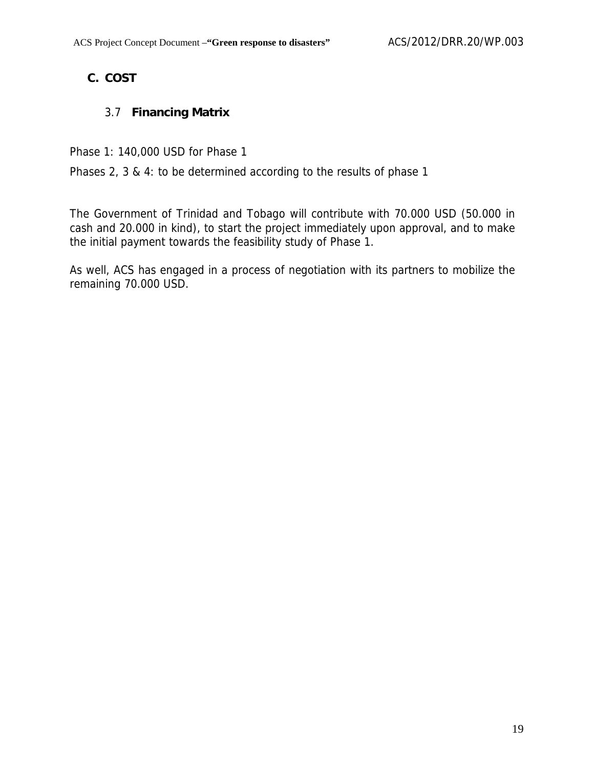## C. COST

### 3.7 Financing Matrix

Phase 1: 140,000 USD for Phase 1

Phases 2, 3 & 4: to be determined according to the results of phase 1

The Government of Trinidad and Tobago will contribute with 70.000 USD (50.000 in cash and 20.000 in kind), to start the project immediately upon approval, and to make the initial payment towards the feasibility study of Phase 1.

As well, ACS has engaged in a process of negotiation with its partners to mobilize the remaining 70.000 USD.